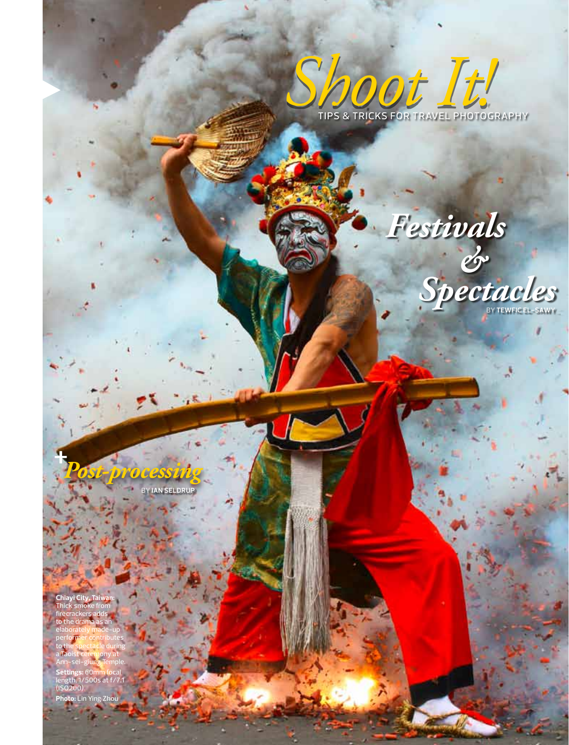# Shoot It!

TIPS & TRICKS FOR TRAVEL PHOTOGRAPHY

## Festivals & Spectacles

BY **TEWFIC EL-SAWY**

## + Post-processing

BY **IAN SELDRUP**

**Chiayi City, Taiwan:** Thick smoke from firecrackers adds to the drama as an elaborately made-up performer contributes to the spectacle during a Taoist ceremony at Ann-sei-giung Temple.

**Settings:** 60mm focal length, 1/500s at f/7.1 (ISO200)

**Photo:** Lin Ying Zhou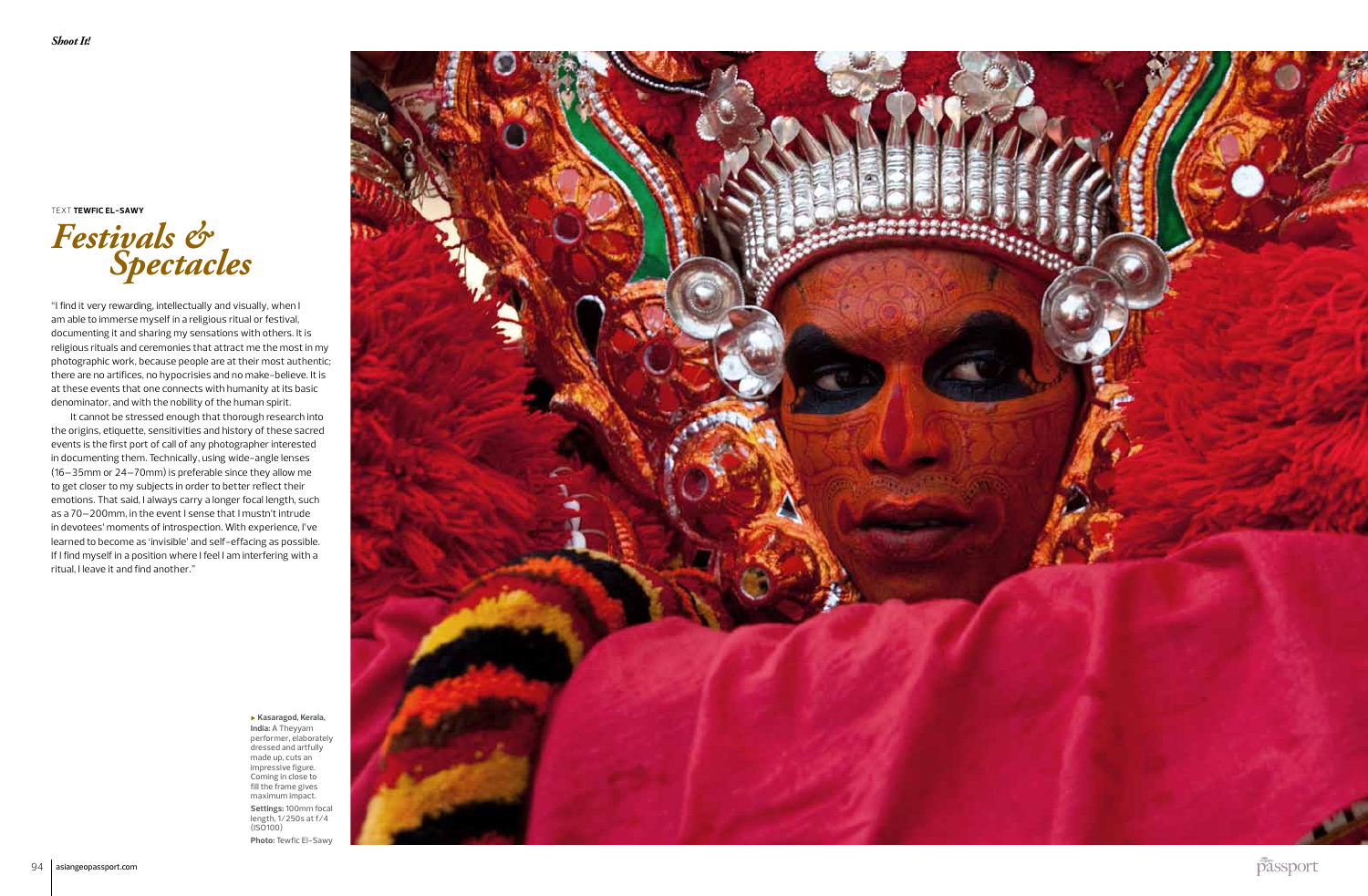TEXT **TEWFIC EL-SAWY**

# *Festivals & Spectacles*

"I find it very rewarding, intellectually and visually, when I am able to immerse myself in a religious ritual or festival, documenting it and sharing my sensations with others. It is religious rituals and ceremonies that attract me the most in my photographic work, because people are at their most authentic; there are no artifices, no hypocrisies and no make-believe. It is at these events that one connects with humanity at its basic denominator, and with the nobility of the human spirit.

It cannot be stressed enough that thorough research into the origins, etiquette, sensitivities and history of these sacred events is the first port of call of any photographer interested in documenting them. Technically, using wide-angle lenses (16–35mm or 24–70mm) is preferable since they allow me to get closer to my subjects in order to better reflect their emotions. That said, I always carry a longer focal length, such as a 70–200mm, in the event I sense that I mustn't intrude in devotees' moments of introspection. With experience, I've learned to become as 'invisible' and self-effacing as possible. If I find myself in a position where I feel I am interfering with a ritual, I leave it and find another."

▸ **Kasaragod, Kerala, India:** A Theyyam performer, elaborately dressed and artfully made up, cuts an impressive figure. Coming in close to fill the frame gives maximum impact.

**Settings:** 100mm focal length, 1/250s at f/4 (ISO100)

**Photo:** Tewfic El-Sawy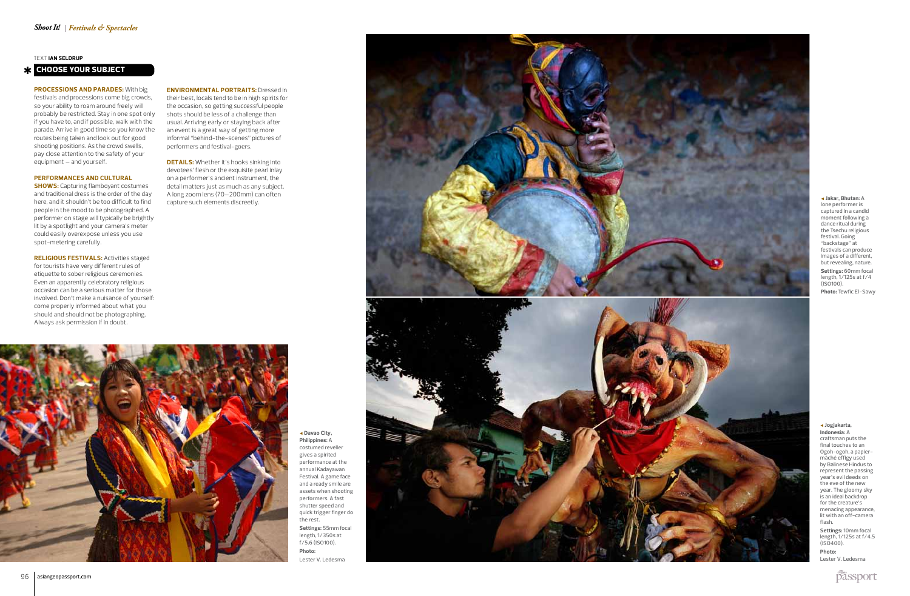TEXT **IAN SELDRUP**

## CHOOSE YOUR SUBJECT

**PROCESSIONS AND PARADES:** With big festivals and processions come big crowds, so your ability to roam around freely will probably be restricted. Stay in one spot only if you have to, and if possible, walk with the parade. Arrive in good time so you know the routes being taken and look out for good shooting positions. As the crowd swells, pay close attention to the safety of your equipment – and yourself.

**PERFORMANCES AND CULTURAL SHOWS:** Capturing flamboyant costumes and traditional dress is the order of the day here, and it shouldn't be too difficult to find people in the mood to be photographed. A performer on stage will typically be brightly lit by a spotlight and your camera's meter could easily overexpose unless you use spot-metering carefully.

**RELIGIOUS FESTIVALS:** Activities staged for tourists have very different rules of etiquette to sober religious ceremonies. Even an apparently celebratory religious occasion can be a serious matter for those involved. Don't make a nuisance of yourself: come properly informed about what you should and should not be photographing. Always ask permission if in doubt.

**ENVIRONMENTAL PORTRAITS:** Dressed in their best, locals tend to be in high spirits for the occasion, so getting successful people shots should be less of a challenge than usual. Arriving early or staying back after an event is a great way of getting more informal "behind-the-scenes" pictures of performers and festival-goers.

**DETAILS:** Whether it's hooks sinking into devotees' flesh or the exquisite pearl inlay on a performer's ancient instrument, the detail matters just as much as any subject. A long zoom lens (70–200mm) can often capture such elements discreetly.

◂ **Davao City, Philippines:** A costumed reveller gives a spirited performance at the annual Kadayawan Festival. A game face and a ready smile are assets when shooting performers. A fast shutter speed and quick trigger finger do the rest.
**Settings:** 55mm focal length, 1/350s at f/5.6 (ISO100).
**Photo:** Lester V. Ledesma

◂ **Jakar, Bhutan:** A lone performer is captured in a candid moment following a dance ritual during the Tsechu religious festival. Going "backstage" at festivals can produce images of a different, but revealing, nature.
**Settings:** 60mm focal length, 1/125s at f/4 (ISO100).
**Photo:** Tewfic El-Sawy

◂ **Jogjakarta, Indonesia:** A craftsman puts the final touches to an Ogoh-ogoh, a papier-mâché effigy used by Balinese Hindus to represent the passing year's evil deeds on the eve of the new year. The gloomy sky is an ideal backdrop for the creature's menacing appearance, lit with an off-camera flash.
**Settings:** 10mm focal length, 1/125s at f/4.5 (ISO400).
**Photo:** Lester V. Ledesma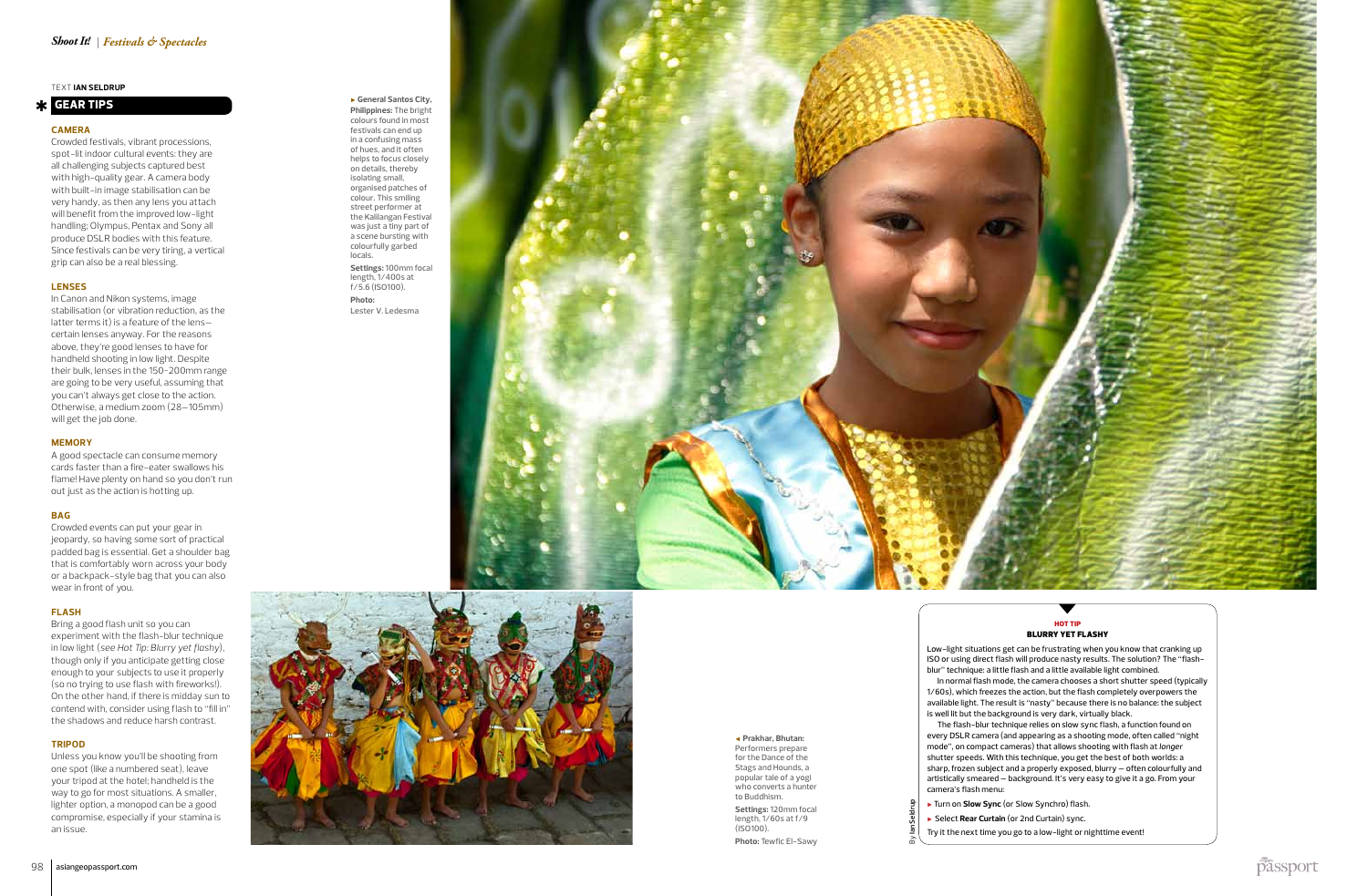TEXT **IAN SELDRUP**

## GEAR TIPS

### CAMERA

Crowded festivals, vibrant processions, spot-lit indoor cultural events: they are all challenging subjects captured best with high-quality gear. A camera body with built-in image stabilisation can be very handy, as then any lens you attach will benefit from the improved low-light handling; Olympus, Pentax and Sony all produce DSLR bodies with this feature. Since festivals can be very tiring, a vertical grip can also be a real blessing.

### LENSES

In Canon and Nikon systems, image stabilisation (or vibration reduction, as the latter terms it) is a feature of the lens—certain lenses anyway. For the reasons above, they're good lenses to have for handheld shooting in low light. Despite their bulk, lenses in the 150-200mm range are going to be very useful, assuming that you can't always get close to the action. Otherwise, a medium zoom (28—105mm) will get the job done.

### MEMORY

A good spectacle can consume memory cards faster than a fire-eater swallows his flame! Have plenty on hand so you don't run out just as the action is hotting up.

### BAG

Crowded events can put your gear in jeopardy, so having some sort of practical padded bag is essential. Get a shoulder bag that is comfortably worn across your body or a backpack-style bag that you can also wear in front of you.

### FLASH

Bring a good flash unit so you can experiment with the flash-blur technique in low light (*see Hot Tip: Blurry yet flashy*), though only if you anticipate getting close enough to your subjects to use it properly (so no trying to use flash with fireworks!). On the other hand, if there is midday sun to contend with, consider using flash to "fill in" the shadows and reduce harsh contrast.

### TRIPOD

Unless you know you'll be shooting from one spot (like a numbered seat), leave your tripod at the hotel; handheld is the way to go for most situations. A smaller, lighter option, a monopod can be a good compromise, especially if your stamina is an issue.

▸ **General Santos City, Philippines:** The bright colours found in most festivals can end up in a confusing mass of hues, and it often helps to focus closely on details, thereby isolating small, organised patches of colour. This smiling street performer at the Kalilangan Festival was just a tiny part of a scene bursting with colourfully garbed locals.

**Settings:** 100mm focal length, 1/400s at f/5.6 (ISO100).

**Photo:** Lester V. Ledesma

◂ **Prakhar, Bhutan:** Performers prepare for the Dance of the Stags and Hounds, a popular tale of a yogi who converts a hunter to Buddhism.

**Settings:** 120mm focal length, 1/60s at f/9 (ISO100).

**Photo:** Tewfic El-Sawy

HOT TIP

### BLURRY YET FLASHY

By **Ian Seldrup**

Low-light situations get can be frustrating when you know that cranking up ISO or using direct flash will produce nasty results. The solution? The "flash-blur" technique: a little flash and a little available light combined.

In normal flash mode, the camera chooses a short shutter speed (typically 1/60s), which freezes the action, but the flash completely overpowers the available light. The result is "nasty" because there is no balance: the subject is well lit but the background is very dark, virtually black.

The flash-blur technique relies on slow sync flash, a function found on every DSLR camera (and appearing as a shooting mode, often called "night mode", on compact cameras) that allows shooting with flash at *longer* shutter speeds. With this technique, you get the best of both worlds: a sharp, frozen subject and a properly exposed, blurry — often colourfully and artistically smeared — background. It's very easy to give it a go. From your camera's flash menu:

- Turn on **Slow Sync** (or Slow Synchro) flash.
- Select **Rear Curtain** (or 2nd Curtain) sync.

Try it the next time you go to a low-light or nighttime event!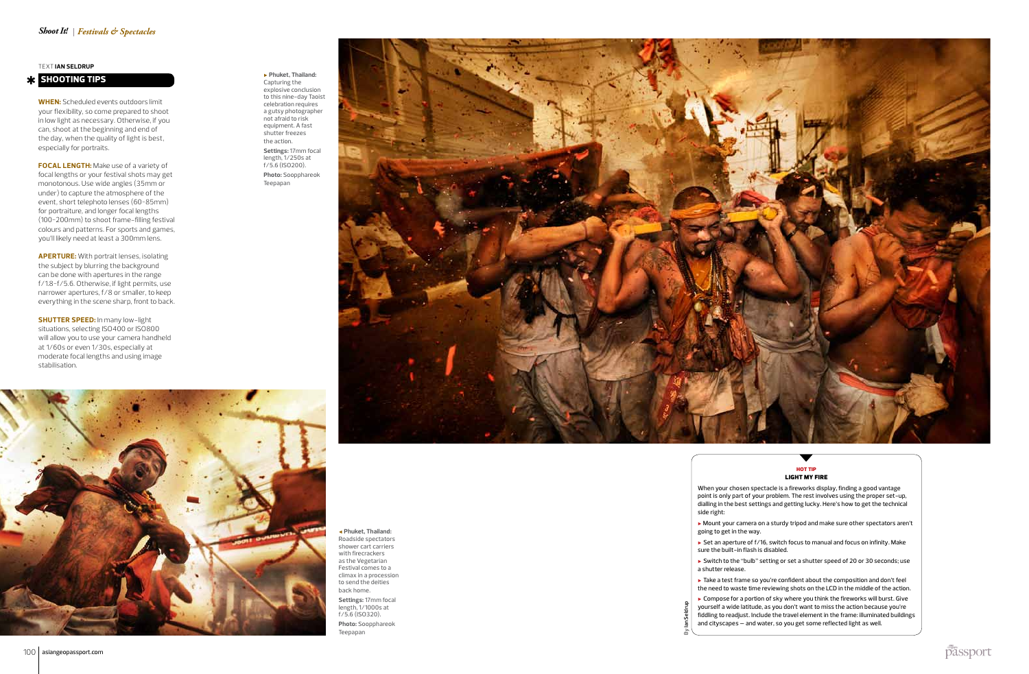TEXT **IAN SELDRUP**

## SHOOTING TIPS

**WHEN:** Scheduled events outdoors limit your flexibility, so come prepared to shoot in low light as necessary. Otherwise, if you can, shoot at the beginning and end of the day, when the quality of light is best, especially for portraits.

**FOCAL LENGTH:** Make use of a variety of focal lengths or your festival shots may get monotonous. Use wide angles (35mm or under) to capture the atmosphere of the event, short telephoto lenses (60–85mm) for portraiture, and longer focal lengths (100–200mm) to shoot frame-filling festival colours and patterns. For sports and games, you'll likely need at least a 300mm lens.

**APERTURE:** With portrait lenses, isolating the subject by blurring the background can be done with apertures in the range f/1.8–f/5.6. Otherwise, if light permits, use narrower apertures, f/8 or smaller, to keep everything in the scene sharp, front to back.

**SHUTTER SPEED:** In many low-light situations, selecting ISO400 or ISO800 will allow you to use your camera handheld at 1/60s or even 1/30s, especially at moderate focal lengths and using image stabilisation.

▸ **Phuket, Thailand:** Capturing the explosive conclusion to this nine-day Taoist celebration requires a gutsy photographer not afraid to risk equipment. A fast shutter freezes the action.
**Settings:** 17mm focal length, 1/250s at f/5.6 (ISO200).
**Photo:** Soopphareok Teepapan

◂ **Phuket, Thailand:** Roadside spectators shower cart carriers with firecrackers as the Vegetarian Festival comes to a climax in a procession to send the deities back home.
**Settings:** 17mm focal length, 1/1000s at f/5.6 (ISO320).
**Photo:** Soopphareok Teepapan

### HOT TIP
### LIGHT MY FIRE

When your chosen spectacle is a fireworks display, finding a good vantage point is only part of your problem. The rest involves using the proper set-up, dialling in the best settings and getting lucky. Here's how to get the technical side right:

- Mount your camera on a sturdy tripod and make sure other spectators aren't going to get in the way.
- Set an aperture of f/16, switch focus to manual and focus on infinity. Make sure the built-in flash is disabled.
- Switch to the "bulb" setting or set a shutter speed of 20 or 30 seconds; use a shutter release.
- Take a test frame so you're confident about the composition and don't feel the need to waste time reviewing shots on the LCD in the middle of the action.
- Compose for a portion of sky where you think the fireworks will burst. Give yourself a wide latitude, as you don't want to miss the action because you're fiddling to readjust. Include the travel element in the frame: illuminated buildings and cityscapes — and water, so you get some reflected light as well.

By Ian Seldrup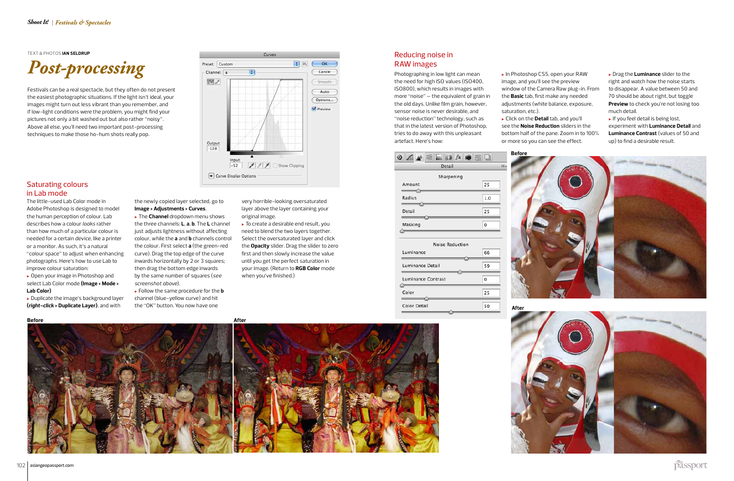TEXT & PHOTOS **IAN SELDRUP**

# Post-processing

Festivals can be a real spectacle, but they often do not present the easiest photographic situations. If the light isn't ideal, your images might turn out less vibrant than you remember, and if low-light conditions were the problem, you might find your pictures not only a bit washed out but also rather "noisy". Above all else, you'll need two important post-processing techniques to make those ho-hum shots really pop.

## Saturating colours in Lab mode

The little-used Lab Color mode in Adobe Photoshop is designed to model the human perception of colour. Lab describes how a colour *looks* rather than how much of a particular colour is needed for a certain *device*, like a printer or a monitor. As such, it's a natural "colour space" to adjust when enhancing photographs. Here's how to use Lab to improve colour saturation:

- Open your image in Photoshop and select Lab Color mode (**Image > Mode > Lab Color**)
- Duplicate the image's background layer (***right-click* > Duplicate Layer**), and with the newly copied layer selected, go to **Image > Adjustments > Curves**.
- The **Channel** dropdown menu shows the three channels: **L**, **a**, **b**. The **L** channel just adjusts lightness without affecting colour, while the **a** and **b** channels control the colour. First select **a** (the green–red curve). Drag the top edge of the curve inwards horizontally by 2 or 3 squares; then drag the bottom edge inwards by the same number of squares (*see screenshot above*).
- Follow the same procedure for the **b** channel (blue–yellow curve) and hit the "OK" button. You now have one very horrible-looking oversaturated layer above the layer containing your original image.
- To create a desirable end result, you need to blend the two layers together. Select the oversaturated layer and click the **Opacity** slider. Drag the slider to zero first and then slowly increase the value until you get the perfect saturation in your image. (Return to **RGB Color** mode when you've finished.)

Curves
Preset: Custom
Channel: a
OK
Cancel
Smooth
Auto
Options...
Preview
Output: -128
Input: -52
Show Clipping
Curve Display Options

Before

After

## Reducing noise in RAW images

Photographing in low light can mean the need for high ISO values (ISO400, ISO800), which results in images with more "noise" – the equivalent of grain in the old days. Unlike film grain, however, sensor noise is never desirable, and "noise reduction" technology, such as that in the latest version of Photoshop, tries to do away with this unpleasant artefact. Here's how:

- In Photoshop CS5, open your RAW image, and you'll see the preview window of the Camera Raw plug-in. From the **Basic** tab, first make any needed adjustments (white balance, exposure, saturation, etc.).
- Click on the **Detail** tab, and you'll see the **Noise Reduction** sliders in the bottom half of the pane. Zoom in to 100% or more so you can see the effect.
- Drag the **Luminance** slider to the right and watch how the noise starts to disappear. A value between 50 and 70 should be about right, but toggle **Preview** to check you're not losing too much detail.
- If you feel detail is being lost, experiment with **Luminance Detail** and **Luminance Contrast** (values of 50 and up) to find a desirable result.

Detail
Sharpening
Amount 25
Radius 1.0
Detail 25
Masking 0
Noise Reduction
Luminance 66
Luminance Detail 59
Luminance Contrast 0
Color 25
Color Detail 50

Before

After